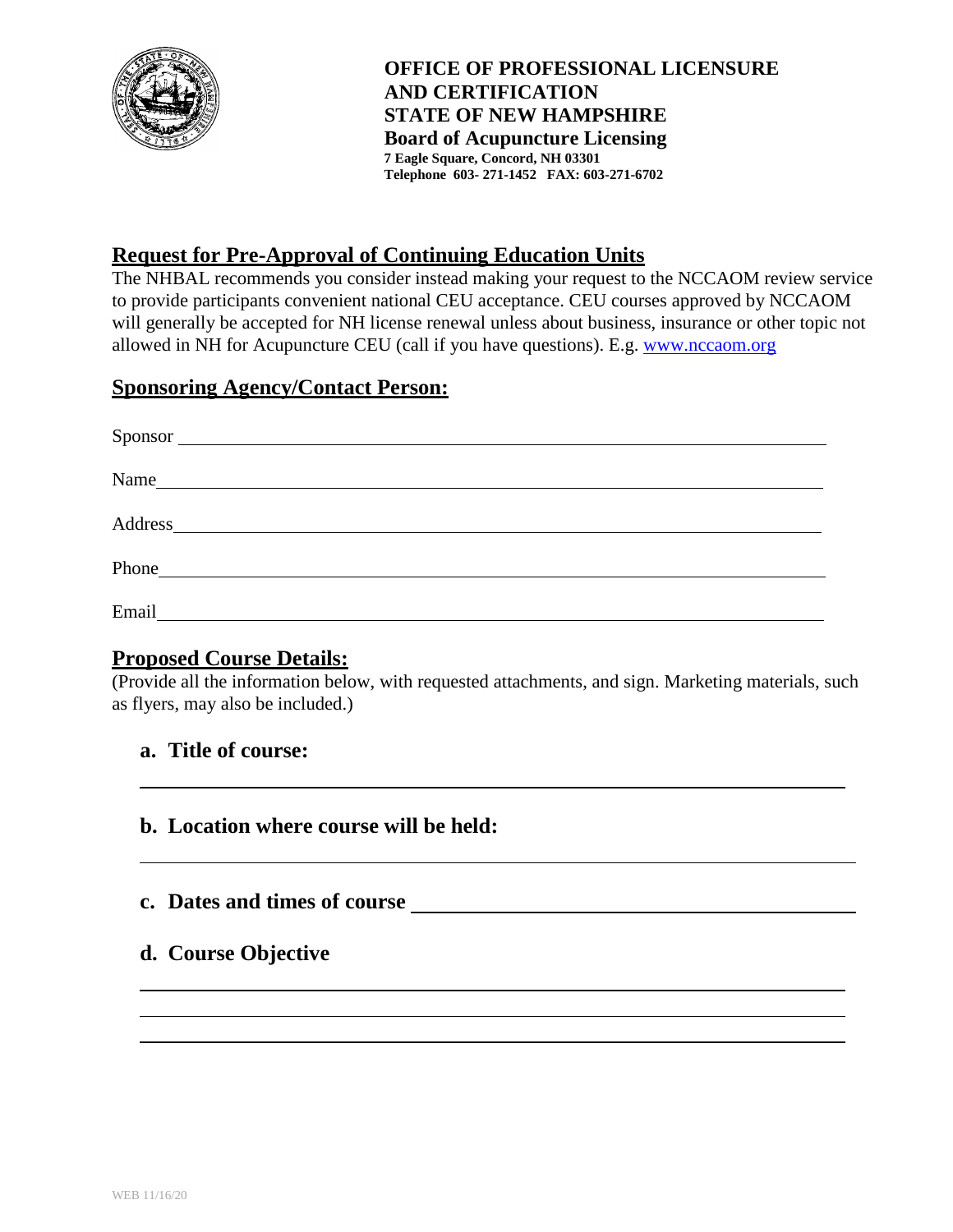**OFFICE OF PROFESSIONAL LICENSURE AND CERTIFICATION**
**STATE OF NEW HAMPSHIRE**
**Board of Acupuncture Licensing**
**7 Eagle Square, Concord, NH 03301**
**Telephone 603- 271-1452 FAX: 603-271-6702**

## Request for Pre-Approval of Continuing Education Units

The NHBAL recommends you consider instead making your request to the NCCAOM review service to provide participants convenient national CEU acceptance. CEU courses approved by NCCAOM will generally be accepted for NH license renewal unless about business, insurance or other topic not allowed in NH for Acupuncture CEU (call if you have questions). E.g. www.nccaom.org

## Sponsoring Agency/Contact Person:

Sponsor ______________________________________________

Name ______________________________________________

Address ______________________________________________

Phone ______________________________________________

Email ______________________________________________

## Proposed Course Details:

(Provide all the information below, with requested attachments, and sign. Marketing materials, such as flyers, may also be included.)

**a. Title of course:**

______________________________________________

**b. Location where course will be held:**

______________________________________________

**c. Dates and times of course** ______________________________

**d. Course Objective**

______________________________________________

______________________________________________

______________________________________________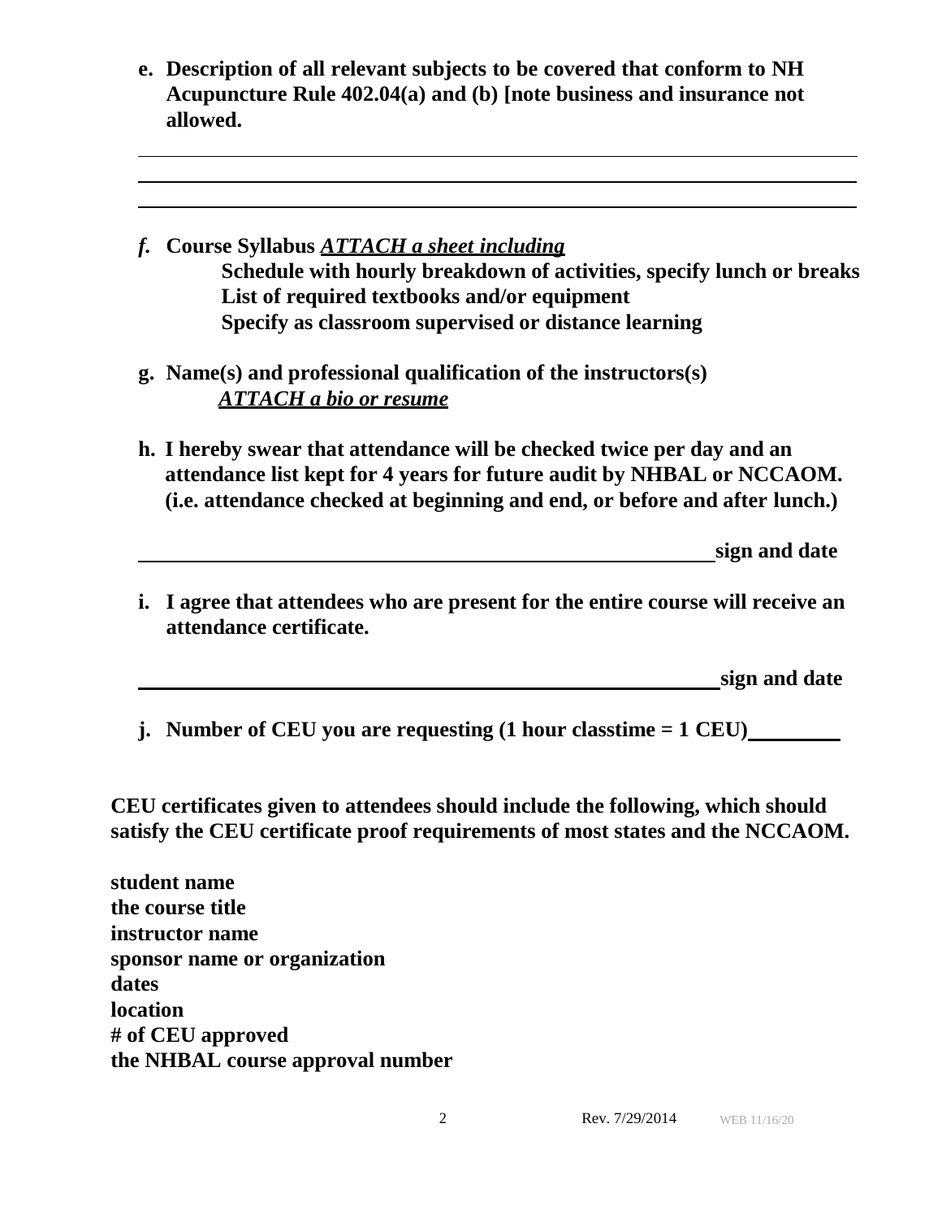**e. Description of all relevant subjects to be covered that conform to NH Acupuncture Rule 402.04(a) and (b) [note business and insurance not allowed.**

\_\_\_\_\_\_\_\_\_\_\_\_\_\_\_\_\_\_\_\_\_\_\_\_\_\_\_\_\_\_\_\_\_\_\_\_\_\_\_\_\_\_\_\_\_\_\_\_\_\_\_\_\_\_\_\_\_\_\_\_

\_\_\_\_\_\_\_\_\_\_\_\_\_\_\_\_\_\_\_\_\_\_\_\_\_\_\_\_\_\_\_\_\_\_\_\_\_\_\_\_\_\_\_\_\_\_\_\_\_\_\_\_\_\_\_\_\_\_\_\_

\_\_\_\_\_\_\_\_\_\_\_\_\_\_\_\_\_\_\_\_\_\_\_\_\_\_\_\_\_\_\_\_\_\_\_\_\_\_\_\_\_\_\_\_\_\_\_\_\_\_\_\_\_\_\_\_\_\_\_\_

***f.*** **Course Syllabus *ATTACH a sheet including***

**Schedule with hourly breakdown of activities, specify lunch or breaks**
**List of required textbooks and/or equipment**
**Specify as classroom supervised or distance learning**

**g. Name(s) and professional qualification of the instructors(s)**
***ATTACH a bio or resume***

**h. I hereby swear that attendance will be checked twice per day and an attendance list kept for 4 years for future audit by NHBAL or NCCAOM. (i.e. attendance checked at beginning and end, or before and after lunch.)**

\_\_\_\_\_\_\_\_\_\_\_\_\_\_\_\_\_\_\_\_\_\_\_\_\_\_\_\_\_\_\_\_\_\_\_\_\_\_\_\_\_\_\_\_\_\_\_\_ **sign and date**

**i. I agree that attendees who are present for the entire course will receive an attendance certificate.**

\_\_\_\_\_\_\_\_\_\_\_\_\_\_\_\_\_\_\_\_\_\_\_\_\_\_\_\_\_\_\_\_\_\_\_\_\_\_\_\_\_\_\_\_\_\_\_\_ **sign and date**

**j. Number of CEU you are requesting (1 hour classtime = 1 CEU)**\_\_\_\_\_\_\_\_

**CEU certificates given to attendees should include the following, which should satisfy the CEU certificate proof requirements of most states and the NCCAOM.**

**student name**
**the course title**
**instructor name**
**sponsor name or organization**
**dates**
**location**
**# of CEU approved**
**the NHBAL course approval number**

Rev. 7/29/2014 WEB 11/16/20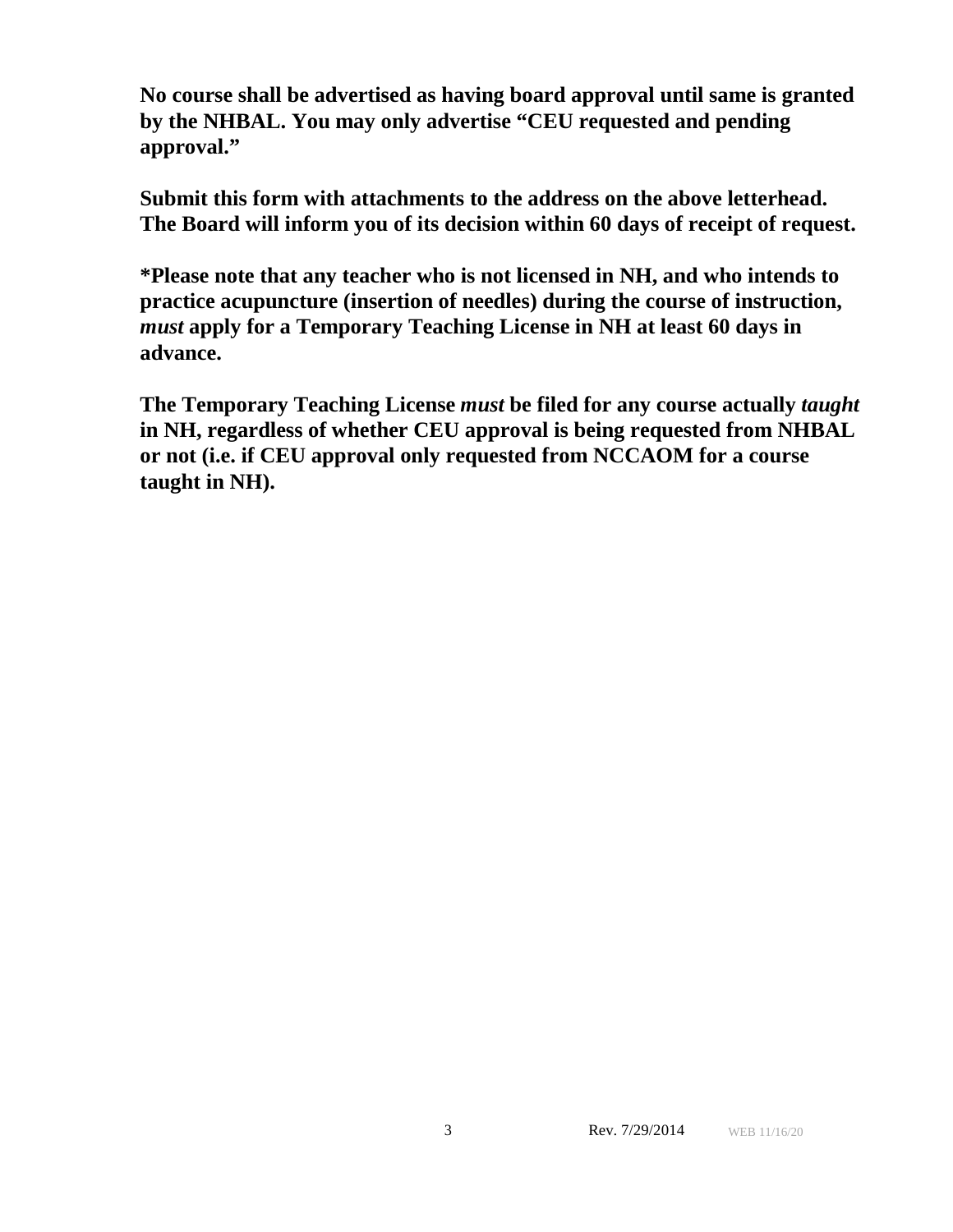**No course shall be advertised as having board approval until same is granted by the NHBAL. You may only advertise "CEU requested and pending approval."**

**Submit this form with attachments to the address on the above letterhead. The Board will inform you of its decision within 60 days of receipt of request.**

**\*Please note that any teacher who is not licensed in NH, and who intends to practice acupuncture (insertion of needles) during the course of instruction, *must* apply for a Temporary Teaching License in NH at least 60 days in advance.**

**The Temporary Teaching License *must* be filed for any course actually *taught* in NH, regardless of whether CEU approval is being requested from NHBAL or not (i.e. if CEU approval only requested from NCCAOM for a course taught in NH).**